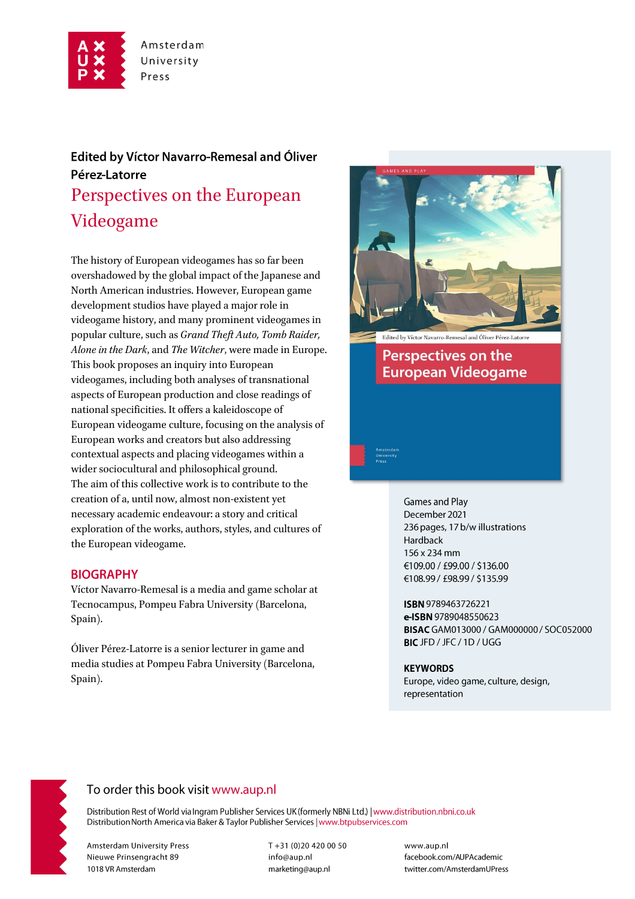Amsterdam
University
Press

Edited by Víctor Navarro-Remesal and Óliver Pérez-Latorre

# Perspectives on the European Videogame

The history of European videogames has so far been overshadowed by the global impact of the Japanese and North American industries. However, European game development studios have played a major role in videogame history, and many prominent videogames in popular culture, such as *Grand Theft Auto, Tomb Raider, Alone in the Dark*, and *The Witcher*, were made in Europe. This book proposes an inquiry into European videogames, including both analyses of transnational aspects of European production and close readings of national specificities. It offers a kaleidoscope of European videogame culture, focusing on the analysis of European works and creators but also addressing contextual aspects and placing videogames within a wider sociocultural and philosophical ground.
The aim of this collective work is to contribute to the creation of a, until now, almost non-existent yet necessary academic endeavour: a story and critical exploration of the works, authors, styles, and cultures of the European videogame.

## BIOGRAPHY

Víctor Navarro-Remesal is a media and game scholar at Tecnocampus, Pompeu Fabra University (Barcelona, Spain).

Óliver Pérez-Latorre is a senior lecturer in game and media studies at Pompeu Fabra University (Barcelona, Spain).

Games and Play
December 2021
236 pages, 17 b/w illustrations
Hardback
156 x 234 mm
€109.00 / £99.00 / $136.00
€108.99 / £98.99 / $135.99

**ISBN** 9789463726221
**e-ISBN** 9789048550623
**BISAC** GAM013000 / GAM000000 / SOC052000
**BIC** JFD / JFC / 1D / UGG

**KEYWORDS**
Europe, video game, culture, design, representation

To order this book visit www.aup.nl

Distribution Rest of World via Ingram Publisher Services UK (formerly NBNi Ltd.) | www.distribution.nbni.co.uk
Distribution North America via Baker & Taylor Publisher Services | www.btpubservices.com

Amsterdam University Press
Nieuwe Prinsengracht 89
1018 VR Amsterdam

T +31 (0)20 420 00 50
info@aup.nl
marketing@aup.nl

www.aup.nl
facebook.com/AUPAcademic
twitter.com/AmsterdamUPress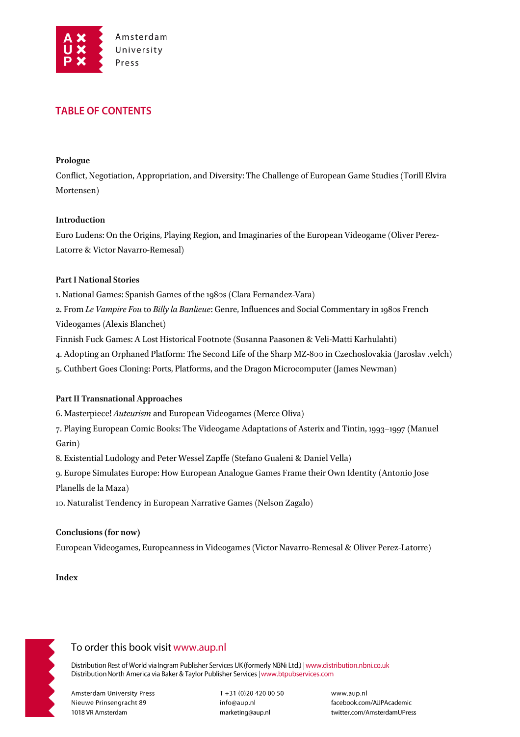# TABLE OF CONTENTS

**Prologue**

Conflict, Negotiation, Appropriation, and Diversity: The Challenge of European Game Studies (Torill Elvira Mortensen)

**Introduction**

Euro Ludens: On the Origins, Playing Region, and Imaginaries of the European Videogame (Oliver Perez-Latorre & Victor Navarro-Remesal)

**Part I National Stories**

1. National Games: Spanish Games of the 1980s (Clara Fernandez-Vara)
2. From *Le Vampire Fou* to *Billy la Banlieue*: Genre, Influences and Social Commentary in 1980s French Videogames (Alexis Blanchet)

Finnish Fuck Games: A Lost Historical Footnote (Susanna Paasonen & Veli-Matti Karhulahti)

4. Adopting an Orphaned Platform: The Second Life of the Sharp MZ-800 in Czechoslovakia (Jaroslav .velch)
5. Cuthbert Goes Cloning: Ports, Platforms, and the Dragon Microcomputer (James Newman)

**Part II Transnational Approaches**

6. Masterpiece! *Auteurism* and European Videogames (Merce Oliva)
7. Playing European Comic Books: The Videogame Adaptations of Asterix and Tintin, 1993–1997 (Manuel Garin)
8. Existential Ludology and Peter Wessel Zapffe (Stefano Gualeni & Daniel Vella)
9. Europe Simulates Europe: How European Analogue Games Frame their Own Identity (Antonio Jose Planells de la Maza)
10. Naturalist Tendency in European Narrative Games (Nelson Zagalo)

**Conclusions (for now)**

European Videogames, Europeanness in Videogames (Victor Navarro-Remesal & Oliver Perez-Latorre)

**Index**

To order this book visit www.aup.nl

Distribution Rest of World via Ingram Publisher Services UK (formerly NBNi Ltd.) | www.distribution.nbni.co.uk
Distribution North America via Baker & Taylor Publisher Services | www.btpubservices.com

Amsterdam University Press
Nieuwe Prinsengracht 89
1018 VR Amsterdam

T +31 (0)20 420 00 50
info@aup.nl
marketing@aup.nl

www.aup.nl
facebook.com/AUPAcademic
twitter.com/AmsterdamUPress